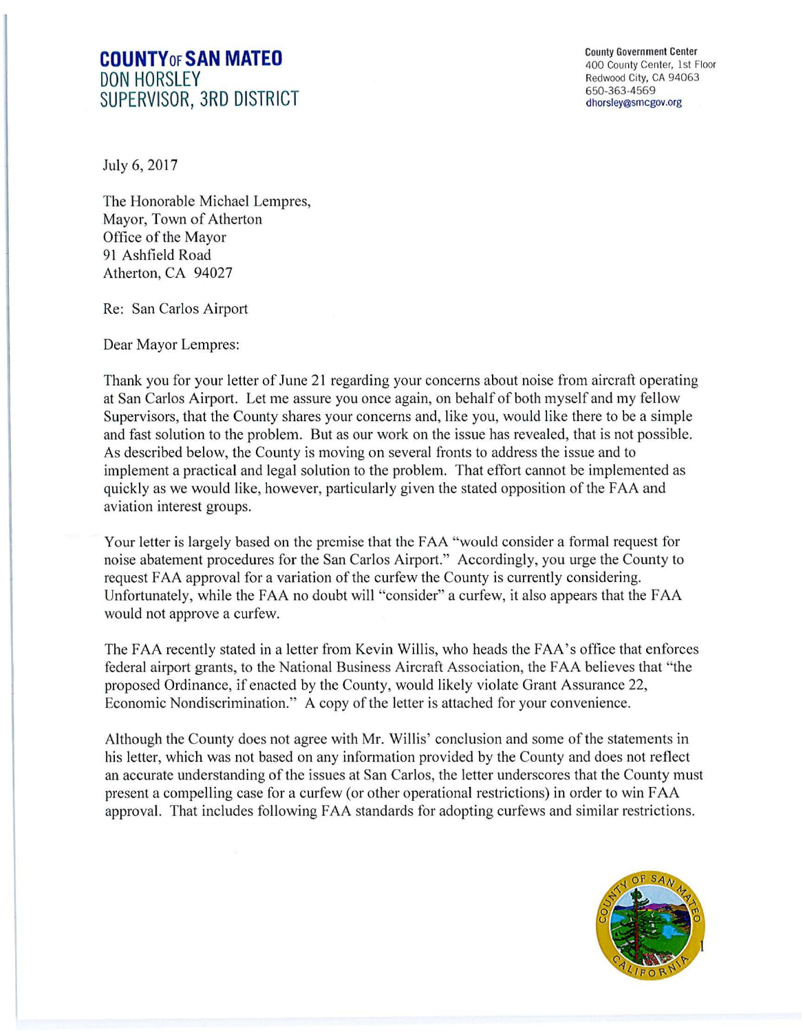# COUNTY OF SAN MATEO
## DON HORSLEY
## SUPERVISOR, 3RD DISTRICT

County Government Center
400 County Center, 1st Floor
Redwood City, CA 94063
650-363-4569
dhorsley@smcgov.org

July 6, 2017

The Honorable Michael Lempres,
Mayor, Town of Atherton
Office of the Mayor
91 Ashfield Road
Atherton, CA 94027

Re: San Carlos Airport

Dear Mayor Lempres:

Thank you for your letter of June 21 regarding your concerns about noise from aircraft operating at San Carlos Airport. Let me assure you once again, on behalf of both myself and my fellow Supervisors, that the County shares your concerns and, like you, would like there to be a simple and fast solution to the problem. But as our work on the issue has revealed, that is not possible. As described below, the County is moving on several fronts to address the issue and to implement a practical and legal solution to the problem. That effort cannot be implemented as quickly as we would like, however, particularly given the stated opposition of the FAA and aviation interest groups.

Your letter is largely based on the premise that the FAA "would consider a formal request for noise abatement procedures for the San Carlos Airport." Accordingly, you urge the County to request FAA approval for a variation of the curfew the County is currently considering. Unfortunately, while the FAA no doubt will "consider" a curfew, it also appears that the FAA would not approve a curfew.

The FAA recently stated in a letter from Kevin Willis, who heads the FAA's office that enforces federal airport grants, to the National Business Aircraft Association, the FAA believes that "the proposed Ordinance, if enacted by the County, would likely violate Grant Assurance 22, Economic Nondiscrimination." A copy of the letter is attached for your convenience.

Although the County does not agree with Mr. Willis' conclusion and some of the statements in his letter, which was not based on any information provided by the County and does not reflect an accurate understanding of the issues at San Carlos, the letter underscores that the County must present a compelling case for a curfew (or other operational restrictions) in order to win FAA approval. That includes following FAA standards for adopting curfews and similar restrictions.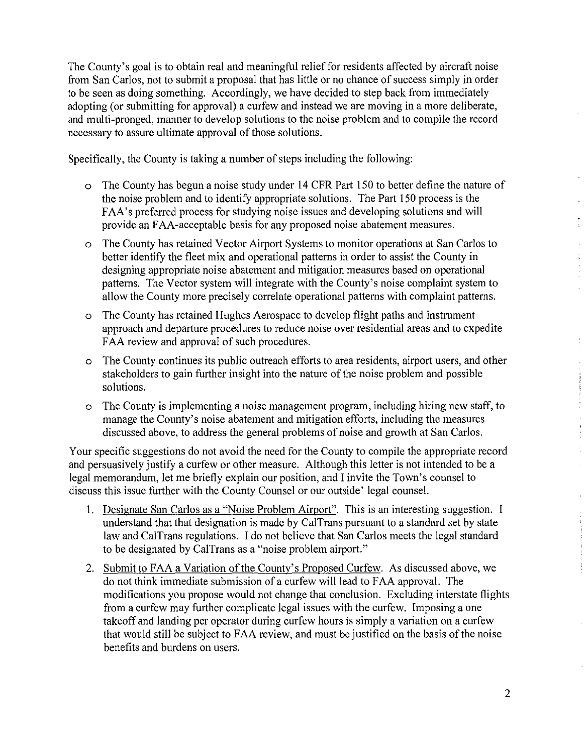The County's goal is to obtain real and meaningful relief for residents affected by aircraft noise from San Carlos, not to submit a proposal that has little or no chance of success simply in order to be seen as doing something. Accordingly, we have decided to step back from immediately adopting (or submitting for approval) a curfew and instead we are moving in a more deliberate, and multi-pronged, manner to develop solutions to the noise problem and to compile the record necessary to assure ultimate approval of those solutions.

Specifically, the County is taking a number of steps including the following:

- The County has begun a noise study under 14 CFR Part 150 to better define the nature of the noise problem and to identify appropriate solutions. The Part 150 process is the FAA's preferred process for studying noise issues and developing solutions and will provide an FAA-acceptable basis for any proposed noise abatement measures.
- The County has retained Vector Airport Systems to monitor operations at San Carlos to better identify the fleet mix and operational patterns in order to assist the County in designing appropriate noise abatement and mitigation measures based on operational patterns. The Vector system will integrate with the County's noise complaint system to allow the County more precisely correlate operational patterns with complaint patterns.
- The County has retained Hughes Aerospace to develop flight paths and instrument approach and departure procedures to reduce noise over residential areas and to expedite FAA review and approval of such procedures.
- The County continues its public outreach efforts to area residents, airport users, and other stakeholders to gain further insight into the nature of the noise problem and possible solutions.
- The County is implementing a noise management program, including hiring new staff, to manage the County's noise abatement and mitigation efforts, including the measures discussed above, to address the general problems of noise and growth at San Carlos.

Your specific suggestions do not avoid the need for the County to compile the appropriate record and persuasively justify a curfew or other measure. Although this letter is not intended to be a legal memorandum, let me briefly explain our position, and I invite the Town's counsel to discuss this issue further with the County Counsel or our outside' legal counsel.

1. Designate San Carlos as a "Noise Problem Airport". This is an interesting suggestion. I understand that that designation is made by CalTrans pursuant to a standard set by state law and CalTrans regulations. I do not believe that San Carlos meets the legal standard to be designated by CalTrans as a "noise problem airport."
2. Submit to FAA a Variation of the County's Proposed Curfew. As discussed above, we do not think immediate submission of a curfew will lead to FAA approval. The modifications you propose would not change that conclusion. Excluding interstate flights from a curfew may further complicate legal issues with the curfew. Imposing a one takeoff and landing per operator during curfew hours is simply a variation on a curfew that would still be subject to FAA review, and must be justified on the basis of the noise benefits and burdens on users.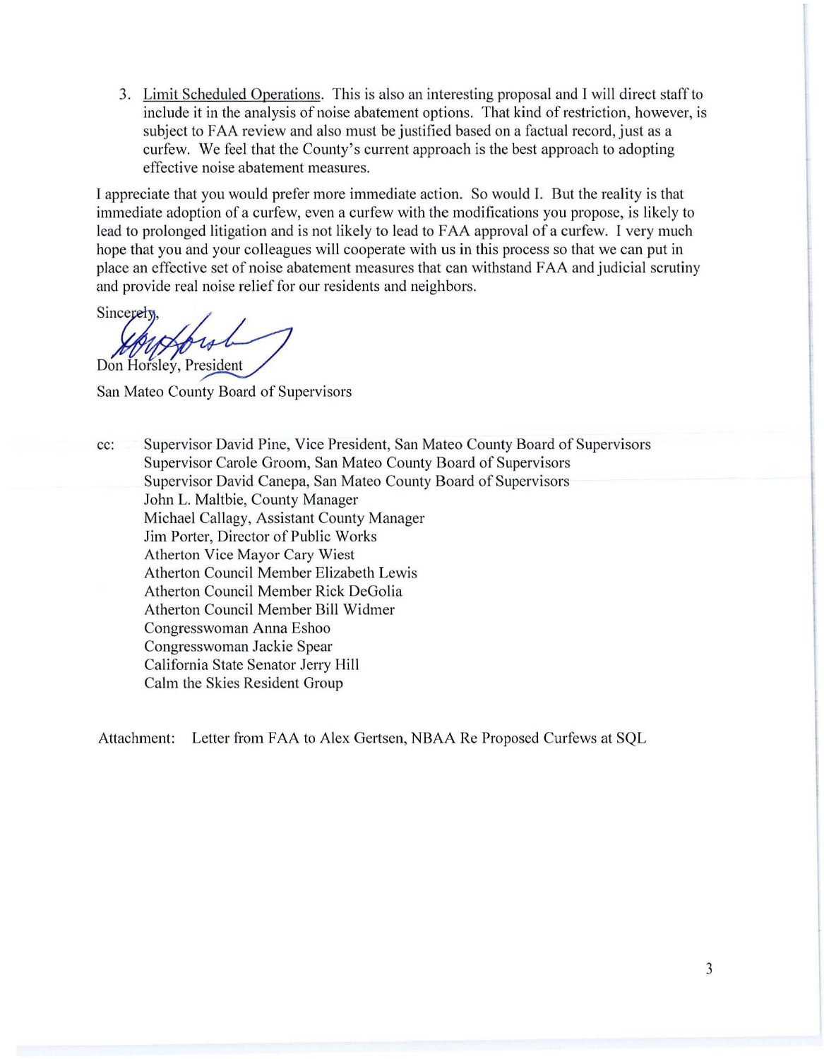3. <u>Limit Scheduled Operations</u>. This is also an interesting proposal and I will direct staff to include it in the analysis of noise abatement options. That kind of restriction, however, is subject to FAA review and also must be justified based on a factual record, just as a curfew. We feel that the County's current approach is the best approach to adopting effective noise abatement measures.

I appreciate that you would prefer more immediate action. So would I. But the reality is that immediate adoption of a curfew, even a curfew with the modifications you propose, is likely to lead to prolonged litigation and is not likely to lead to FAA approval of a curfew. I very much hope that you and your colleagues will cooperate with us in this process so that we can put in place an effective set of noise abatement measures that can withstand FAA and judicial scrutiny and provide real noise relief for our residents and neighbors.

Sincerely,

Don Horsley, President

San Mateo County Board of Supervisors

cc: Supervisor David Pine, Vice President, San Mateo County Board of Supervisors
Supervisor Carole Groom, San Mateo County Board of Supervisors
Supervisor David Canepa, San Mateo County Board of Supervisors
John L. Maltbie, County Manager
Michael Callagy, Assistant County Manager
Jim Porter, Director of Public Works
Atherton Vice Mayor Cary Wiest
Atherton Council Member Elizabeth Lewis
Atherton Council Member Rick DeGolia
Atherton Council Member Bill Widmer
Congresswoman Anna Eshoo
Congresswoman Jackie Spear
California State Senator Jerry Hill
Calm the Skies Resident Group

Attachment: Letter from FAA to Alex Gertsen, NBAA Re Proposed Curfews at SQL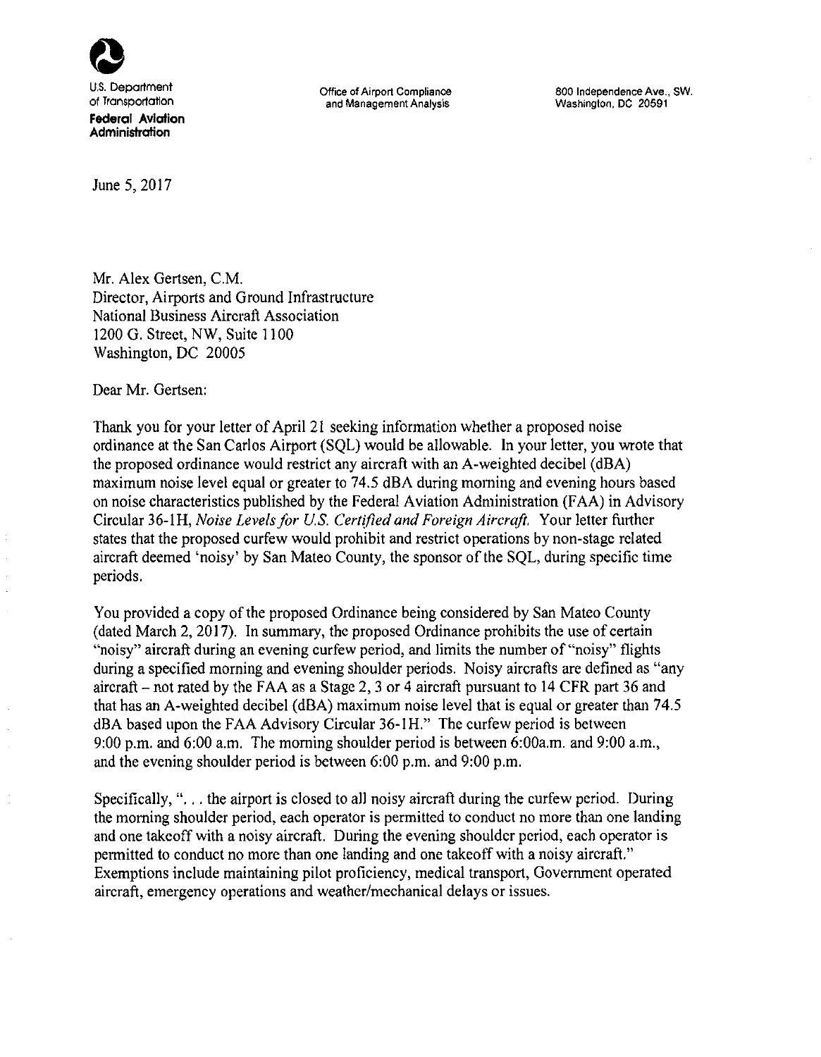U.S. Department of Transportation
**Federal Aviation Administration**

Office of Airport Compliance and Management Analysis

800 Independence Ave., SW.
Washington, DC 20591

June 5, 2017

Mr. Alex Gertsen, C.M.
Director, Airports and Ground Infrastructure
National Business Aircraft Association
1200 G. Street, NW, Suite 1100
Washington, DC 20005

Dear Mr. Gertsen:

Thank you for your letter of April 21 seeking information whether a proposed noise ordinance at the San Carlos Airport (SQL) would be allowable. In your letter, you wrote that the proposed ordinance would restrict any aircraft with an A-weighted decibel (dBA) maximum noise level equal or greater to 74.5 dBA during morning and evening hours based on noise characteristics published by the Federal Aviation Administration (FAA) in Advisory Circular 36-1H, *Noise Levels for U.S. Certified and Foreign Aircraft.* Your letter further states that the proposed curfew would prohibit and restrict operations by non-stage related aircraft deemed 'noisy' by San Mateo County, the sponsor of the SQL, during specific time periods.

You provided a copy of the proposed Ordinance being considered by San Mateo County (dated March 2, 2017). In summary, the proposed Ordinance prohibits the use of certain "noisy" aircraft during an evening curfew period, and limits the number of "noisy" flights during a specified morning and evening shoulder periods. Noisy aircrafts are defined as "any aircraft – not rated by the FAA as a Stage 2, 3 or 4 aircraft pursuant to 14 CFR part 36 and that has an A-weighted decibel (dBA) maximum noise level that is equal or greater than 74.5 dBA based upon the FAA Advisory Circular 36-1H." The curfew period is between 9:00 p.m. and 6:00 a.m. The morning shoulder period is between 6:00a.m. and 9:00 a.m., and the evening shoulder period is between 6:00 p.m. and 9:00 p.m.

Specifically, ". . . the airport is closed to all noisy aircraft during the curfew period. During the morning shoulder period, each operator is permitted to conduct no more than one landing and one takeoff with a noisy aircraft. During the evening shoulder period, each operator is permitted to conduct no more than one landing and one takeoff with a noisy aircraft." Exemptions include maintaining pilot proficiency, medical transport, Government operated aircraft, emergency operations and weather/mechanical delays or issues.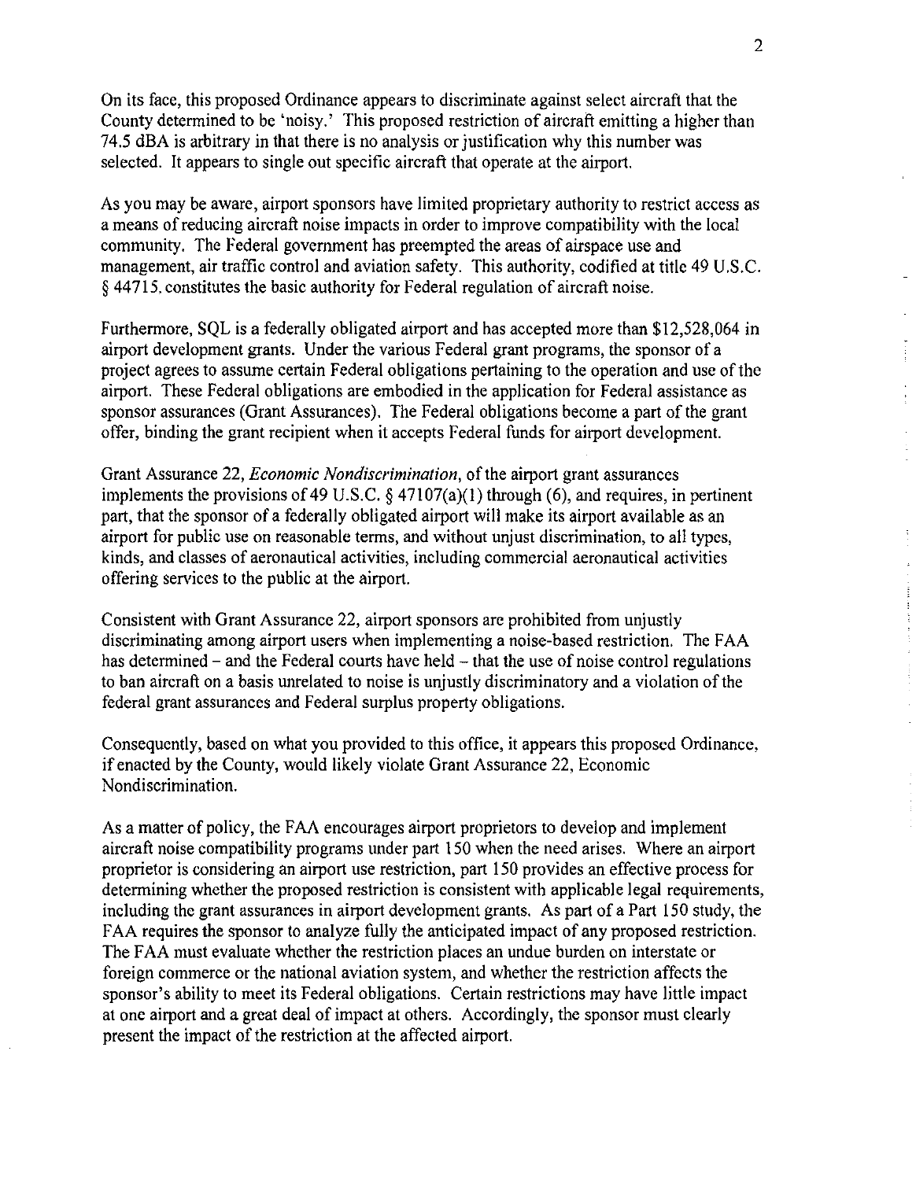On its face, this proposed Ordinance appears to discriminate against select aircraft that the County determined to be 'noisy.' This proposed restriction of aircraft emitting a higher than 74.5 dBA is arbitrary in that there is no analysis or justification why this number was selected. It appears to single out specific aircraft that operate at the airport.

As you may be aware, airport sponsors have limited proprietary authority to restrict access as a means of reducing aircraft noise impacts in order to improve compatibility with the local community. The Federal government has preempted the areas of airspace use and management, air traffic control and aviation safety. This authority, codified at title 49 U.S.C. § 44715, constitutes the basic authority for Federal regulation of aircraft noise.

Furthermore, SQL is a federally obligated airport and has accepted more than $12,528,064 in airport development grants. Under the various Federal grant programs, the sponsor of a project agrees to assume certain Federal obligations pertaining to the operation and use of the airport. These Federal obligations are embodied in the application for Federal assistance as sponsor assurances (Grant Assurances). The Federal obligations become a part of the grant offer, binding the grant recipient when it accepts Federal funds for airport development.

Grant Assurance 22, *Economic Nondiscrimination*, of the airport grant assurances implements the provisions of 49 U.S.C. § 47107(a)(1) through (6), and requires, in pertinent part, that the sponsor of a federally obligated airport will make its airport available as an airport for public use on reasonable terms, and without unjust discrimination, to all types, kinds, and classes of aeronautical activities, including commercial aeronautical activities offering services to the public at the airport.

Consistent with Grant Assurance 22, airport sponsors are prohibited from unjustly discriminating among airport users when implementing a noise-based restriction. The FAA has determined – and the Federal courts have held – that the use of noise control regulations to ban aircraft on a basis unrelated to noise is unjustly discriminatory and a violation of the federal grant assurances and Federal surplus property obligations.

Consequently, based on what you provided to this office, it appears this proposed Ordinance, if enacted by the County, would likely violate Grant Assurance 22, Economic Nondiscrimination.

As a matter of policy, the FAA encourages airport proprietors to develop and implement aircraft noise compatibility programs under part 150 when the need arises. Where an airport proprietor is considering an airport use restriction, part 150 provides an effective process for determining whether the proposed restriction is consistent with applicable legal requirements, including the grant assurances in airport development grants. As part of a Part 150 study, the FAA requires the sponsor to analyze fully the anticipated impact of any proposed restriction. The FAA must evaluate whether the restriction places an undue burden on interstate or foreign commerce or the national aviation system, and whether the restriction affects the sponsor's ability to meet its Federal obligations. Certain restrictions may have little impact at one airport and a great deal of impact at others. Accordingly, the sponsor must clearly present the impact of the restriction at the affected airport.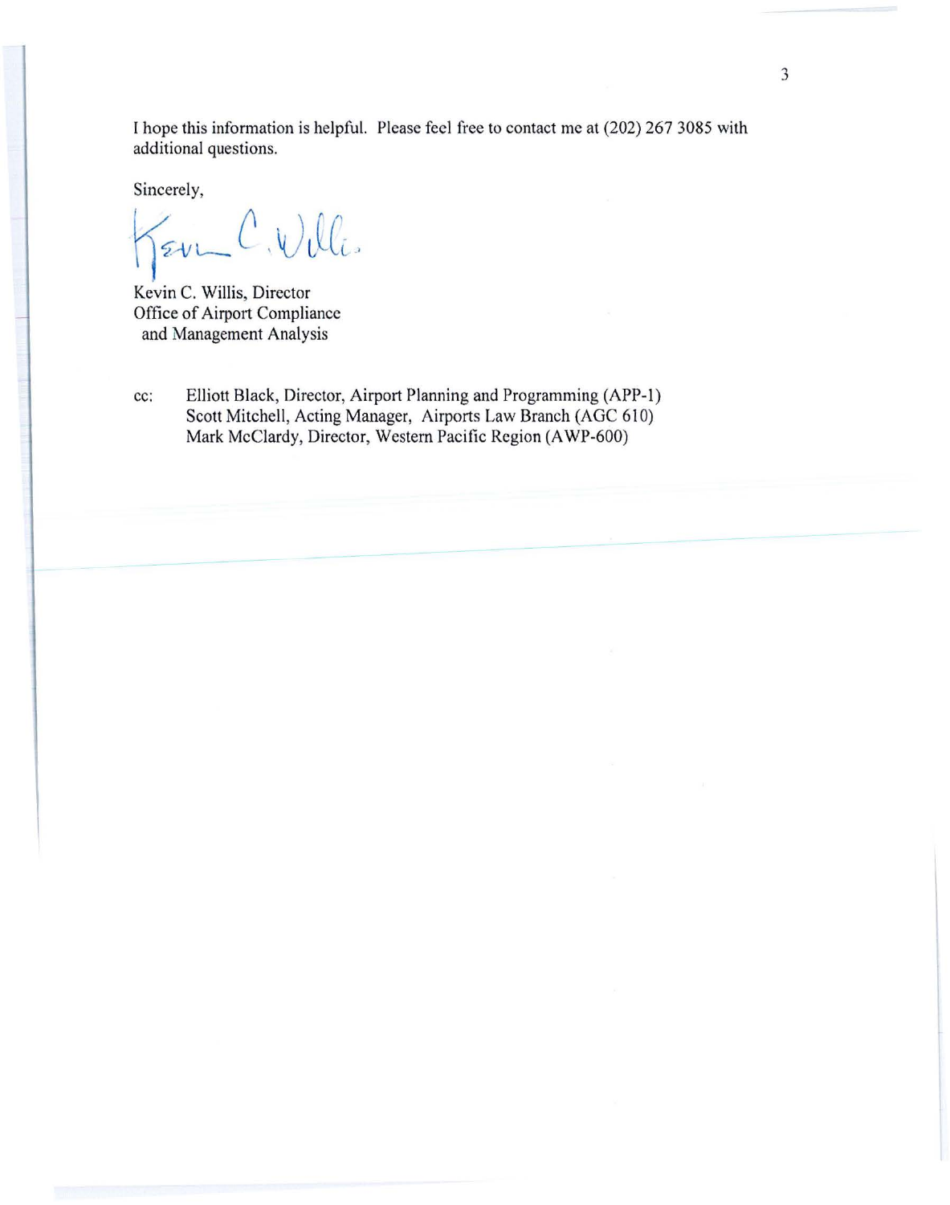I hope this information is helpful. Please feel free to contact me at (202) 267 3085 with additional questions.

Sincerely,

Kevin C. Willis, Director
Office of Airport Compliance
and Management Analysis

cc: Elliott Black, Director, Airport Planning and Programming (APP-1)
Scott Mitchell, Acting Manager, Airports Law Branch (AGC 610)
Mark McClardy, Director, Western Pacific Region (AWP-600)